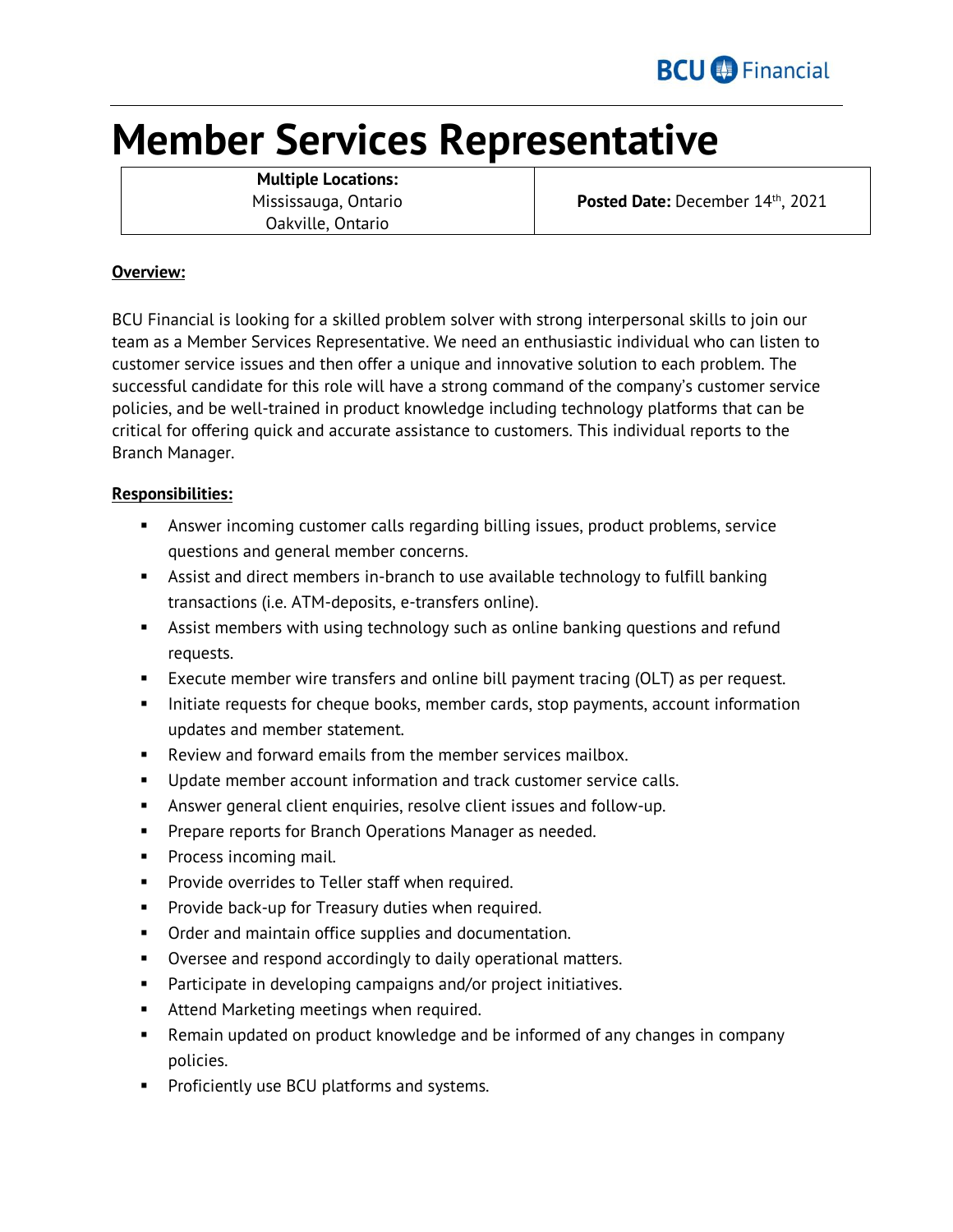BCU Financial

# Member Services Representative

| **Multiple Locations:**<br>Mississauga, Ontario<br>Oakville, Ontario | **Posted Date:** December 14th, 2021 |
|---|---|

**Overview:**

BCU Financial is looking for a skilled problem solver with strong interpersonal skills to join our team as a Member Services Representative. We need an enthusiastic individual who can listen to customer service issues and then offer a unique and innovative solution to each problem. The successful candidate for this role will have a strong command of the company's customer service policies, and be well-trained in product knowledge including technology platforms that can be critical for offering quick and accurate assistance to customers. This individual reports to the Branch Manager.

**Responsibilities:**

- Answer incoming customer calls regarding billing issues, product problems, service questions and general member concerns.
- Assist and direct members in-branch to use available technology to fulfill banking transactions (i.e. ATM-deposits, e-transfers online).
- Assist members with using technology such as online banking questions and refund requests.
- Execute member wire transfers and online bill payment tracing (OLT) as per request.
- Initiate requests for cheque books, member cards, stop payments, account information updates and member statement.
- Review and forward emails from the member services mailbox.
- Update member account information and track customer service calls.
- Answer general client enquiries, resolve client issues and follow-up.
- Prepare reports for Branch Operations Manager as needed.
- Process incoming mail.
- Provide overrides to Teller staff when required.
- Provide back-up for Treasury duties when required.
- Order and maintain office supplies and documentation.
- Oversee and respond accordingly to daily operational matters.
- Participate in developing campaigns and/or project initiatives.
- Attend Marketing meetings when required.
- Remain updated on product knowledge and be informed of any changes in company policies.
- Proficiently use BCU platforms and systems.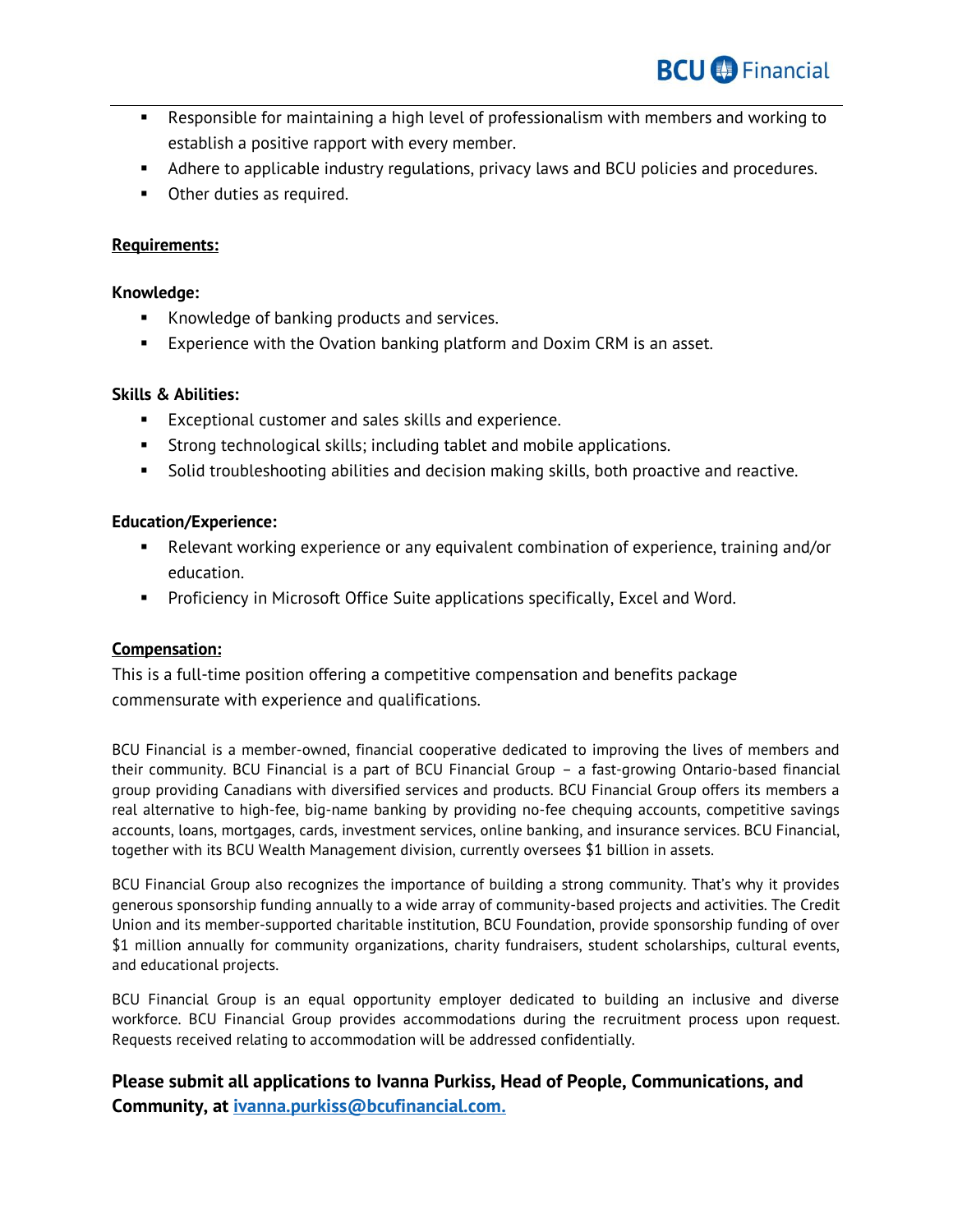- Responsible for maintaining a high level of professionalism with members and working to establish a positive rapport with every member.
- Adhere to applicable industry regulations, privacy laws and BCU policies and procedures.
- Other duties as required.

## Requirements:

### Knowledge:

- Knowledge of banking products and services.
- Experience with the Ovation banking platform and Doxim CRM is an asset.

### Skills & Abilities:

- Exceptional customer and sales skills and experience.
- Strong technological skills; including tablet and mobile applications.
- Solid troubleshooting abilities and decision making skills, both proactive and reactive.

### Education/Experience:

- Relevant working experience or any equivalent combination of experience, training and/or education.
- Proficiency in Microsoft Office Suite applications specifically, Excel and Word.

## Compensation:

This is a full-time position offering a competitive compensation and benefits package commensurate with experience and qualifications.

BCU Financial is a member-owned, financial cooperative dedicated to improving the lives of members and their community. BCU Financial is a part of BCU Financial Group – a fast-growing Ontario-based financial group providing Canadians with diversified services and products. BCU Financial Group offers its members a real alternative to high-fee, big-name banking by providing no-fee chequing accounts, competitive savings accounts, loans, mortgages, cards, investment services, online banking, and insurance services. BCU Financial, together with its BCU Wealth Management division, currently oversees $1 billion in assets.

BCU Financial Group also recognizes the importance of building a strong community. That's why it provides generous sponsorship funding annually to a wide array of community-based projects and activities. The Credit Union and its member-supported charitable institution, BCU Foundation, provide sponsorship funding of over $1 million annually for community organizations, charity fundraisers, student scholarships, cultural events, and educational projects.

BCU Financial Group is an equal opportunity employer dedicated to building an inclusive and diverse workforce. BCU Financial Group provides accommodations during the recruitment process upon request. Requests received relating to accommodation will be addressed confidentially.

**Please submit all applications to Ivanna Purkiss, Head of People, Communications, and Community, at [ivanna.purkiss@bcufinancial.com.](mailto:ivanna.purkiss@bcufinancial.com)**